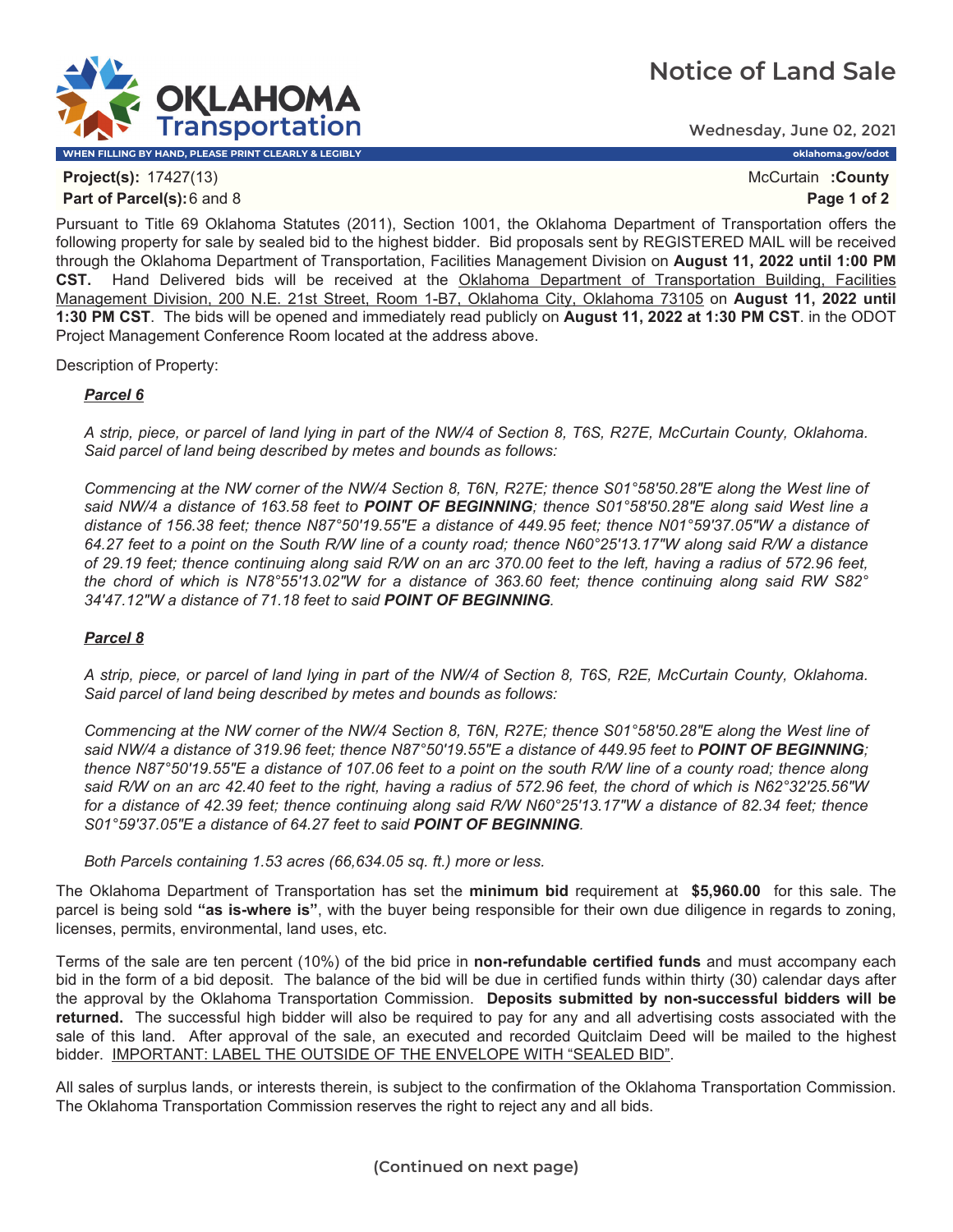# Notice of Land Sale

Wednesday, June 02, 2021

WHEN FILLING BY HAND, PLEASE PRINT CLEARLY & LEGIBLY

oklahoma.gov/odot

**Project(s):** 17427(13)

McCurtain **:County**

**Part of Parcel(s):** 6 and 8

Pursuant to Title 69 Oklahoma Statutes (2011), Section 1001, the Oklahoma Department of Transportation offers the following property for sale by sealed bid to the highest bidder. Bid proposals sent by REGISTERED MAIL will be received through the Oklahoma Department of Transportation, Facilities Management Division on **August 11, 2022 until 1:00 PM CST.** Hand Delivered bids will be received at the Oklahoma Department of Transportation Building, Facilities Management Division, 200 N.E. 21st Street, Room 1-B7, Oklahoma City, Oklahoma 73105 on **August 11, 2022 until 1:30 PM CST**. The bids will be opened and immediately read publicly on **August 11, 2022 at 1:30 PM CST**. in the ODOT Project Management Conference Room located at the address above.

Description of Property:

***Parcel 6***

*A strip, piece, or parcel of land lying in part of the NW/4 of Section 8, T6S, R27E, McCurtain County, Oklahoma. Said parcel of land being described by metes and bounds as follows:*

*Commencing at the NW corner of the NW/4 Section 8, T6N, R27E; thence S01°58'50.28"E along the West line of said NW/4 a distance of 163.58 feet to **POINT OF BEGINNING**; thence S01°58'50.28"E along said West line a distance of 156.38 feet; thence N87°50'19.55"E a distance of 449.95 feet; thence N01°59'37.05"W a distance of 64.27 feet to a point on the South R/W line of a county road; thence N60°25'13.17"W along said R/W a distance of 29.19 feet; thence continuing along said R/W on an arc 370.00 feet to the left, having a radius of 572.96 feet, the chord of which is N78°55'13.02"W for a distance of 363.60 feet; thence continuing along said RW S82° 34'47.12"W a distance of 71.18 feet to said **POINT OF BEGINNING**.*

***Parcel 8***

*A strip, piece, or parcel of land lying in part of the NW/4 of Section 8, T6S, R2E, McCurtain County, Oklahoma. Said parcel of land being described by metes and bounds as follows:*

*Commencing at the NW corner of the NW/4 Section 8, T6N, R27E; thence S01°58'50.28"E along the West line of said NW/4 a distance of 319.96 feet; thence N87°50'19.55"E a distance of 449.95 feet to **POINT OF BEGINNING**; thence N87°50'19.55"E a distance of 107.06 feet to a point on the south R/W line of a county road; thence along said R/W on an arc 42.40 feet to the right, having a radius of 572.96 feet, the chord of which is N62°32'25.56"W for a distance of 42.39 feet; thence continuing along said R/W N60°25'13.17"W a distance of 82.34 feet; thence S01°59'37.05"E a distance of 64.27 feet to said **POINT OF BEGINNING**.*

*Both Parcels containing 1.53 acres (66,634.05 sq. ft.) more or less.*

The Oklahoma Department of Transportation has set the **minimum bid** requirement at **$5,960.00** for this sale. The parcel is being sold **"as is-where is"**, with the buyer being responsible for their own due diligence in regards to zoning, licenses, permits, environmental, land uses, etc.

Terms of the sale are ten percent (10%) of the bid price in **non-refundable certified funds** and must accompany each bid in the form of a bid deposit. The balance of the bid will be due in certified funds within thirty (30) calendar days after the approval by the Oklahoma Transportation Commission. **Deposits submitted by non-successful bidders will be returned.** The successful high bidder will also be required to pay for any and all advertising costs associated with the sale of this land. After approval of the sale, an executed and recorded Quitclaim Deed will be mailed to the highest bidder. IMPORTANT: LABEL THE OUTSIDE OF THE ENVELOPE WITH "SEALED BID".

All sales of surplus lands, or interests therein, is subject to the confirmation of the Oklahoma Transportation Commission. The Oklahoma Transportation Commission reserves the right to reject any and all bids.

**(Continued on next page)**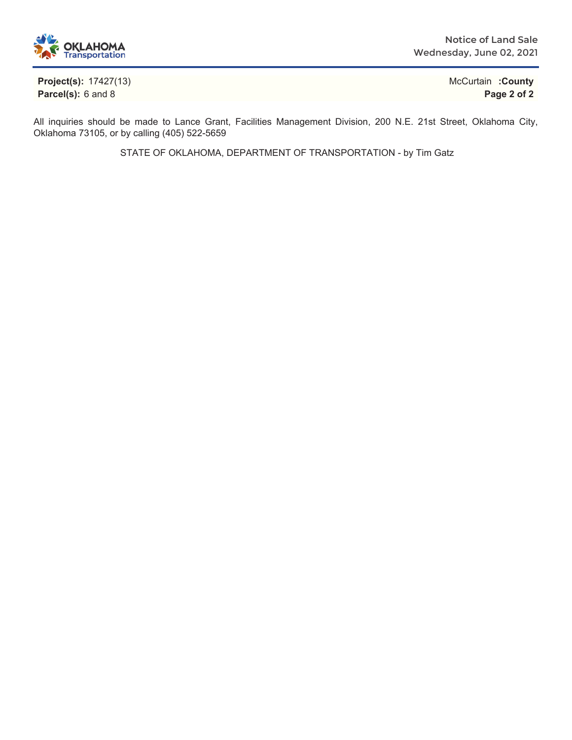**Project(s):** 17427(13)
**Parcel(s):** 6 and 8

McCurtain **:County**

All inquiries should be made to Lance Grant, Facilities Management Division, 200 N.E. 21st Street, Oklahoma City, Oklahoma 73105, or by calling (405) 522-5659

STATE OF OKLAHOMA, DEPARTMENT OF TRANSPORTATION - by Tim Gatz